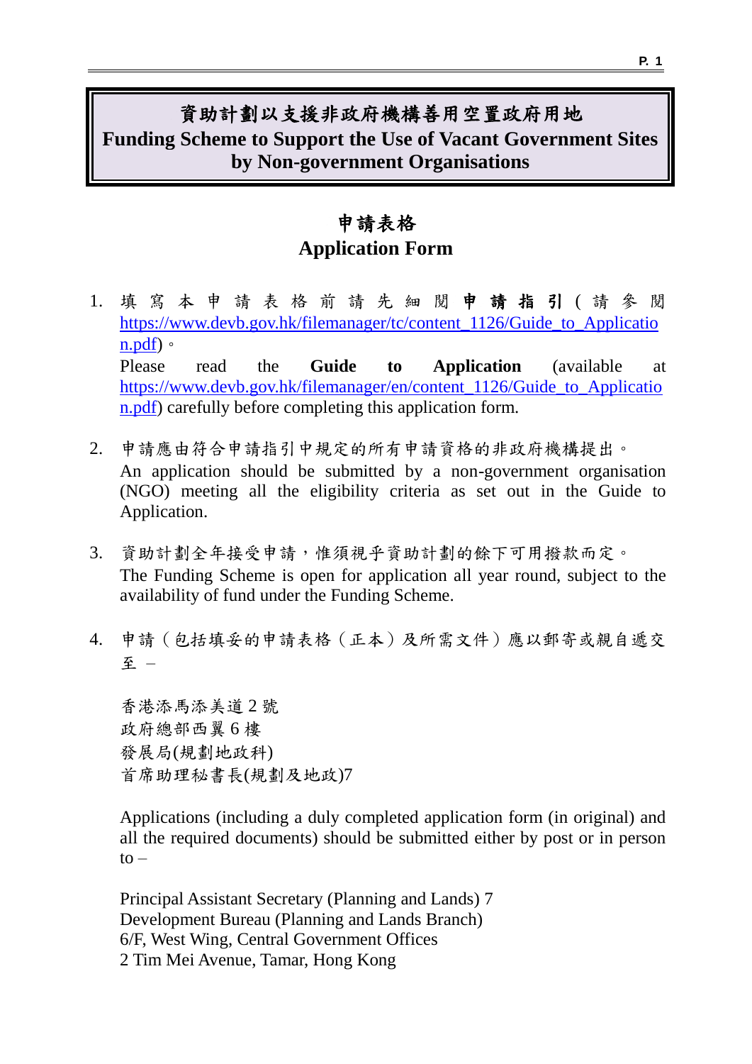# 資助計劃以支援非政府機構善用空置政府用地
# Funding Scheme to Support the Use of Vacant Government Sites by Non-government Organisations

## 申請表格
## Application Form

1. 填寫本申請表格前請先細閱**申請指引**（請參閱 https://www.devb.gov.hk/filemanager/tc/content_1126/Guide_to_Application.pdf）。
   Please read the **Guide to Application** (available at https://www.devb.gov.hk/filemanager/en/content_1126/Guide_to_Application.pdf) carefully before completing this application form.

2. 申請應由符合申請指引中規定的所有申請資格的非政府機構提出。
   An application should be submitted by a non-government organisation (NGO) meeting all the eligibility criteria as set out in the Guide to Application.

3. 資助計劃全年接受申請，惟須視乎資助計劃的餘下可用撥款而定。
   The Funding Scheme is open for application all year round, subject to the availability of fund under the Funding Scheme.

4. 申請（包括填妥的申請表格（正本）及所需文件）應以郵寄或親自遞交至 –

   香港添馬添美道 2 號
   政府總部西翼 6 樓
   發展局(規劃地政科)
   首席助理秘書長(規劃及地政)7

   Applications (including a duly completed application form (in original) and all the required documents) should be submitted either by post or in person to –

   Principal Assistant Secretary (Planning and Lands) 7
   Development Bureau (Planning and Lands Branch)
   6/F, West Wing, Central Government Offices
   2 Tim Mei Avenue, Tamar, Hong Kong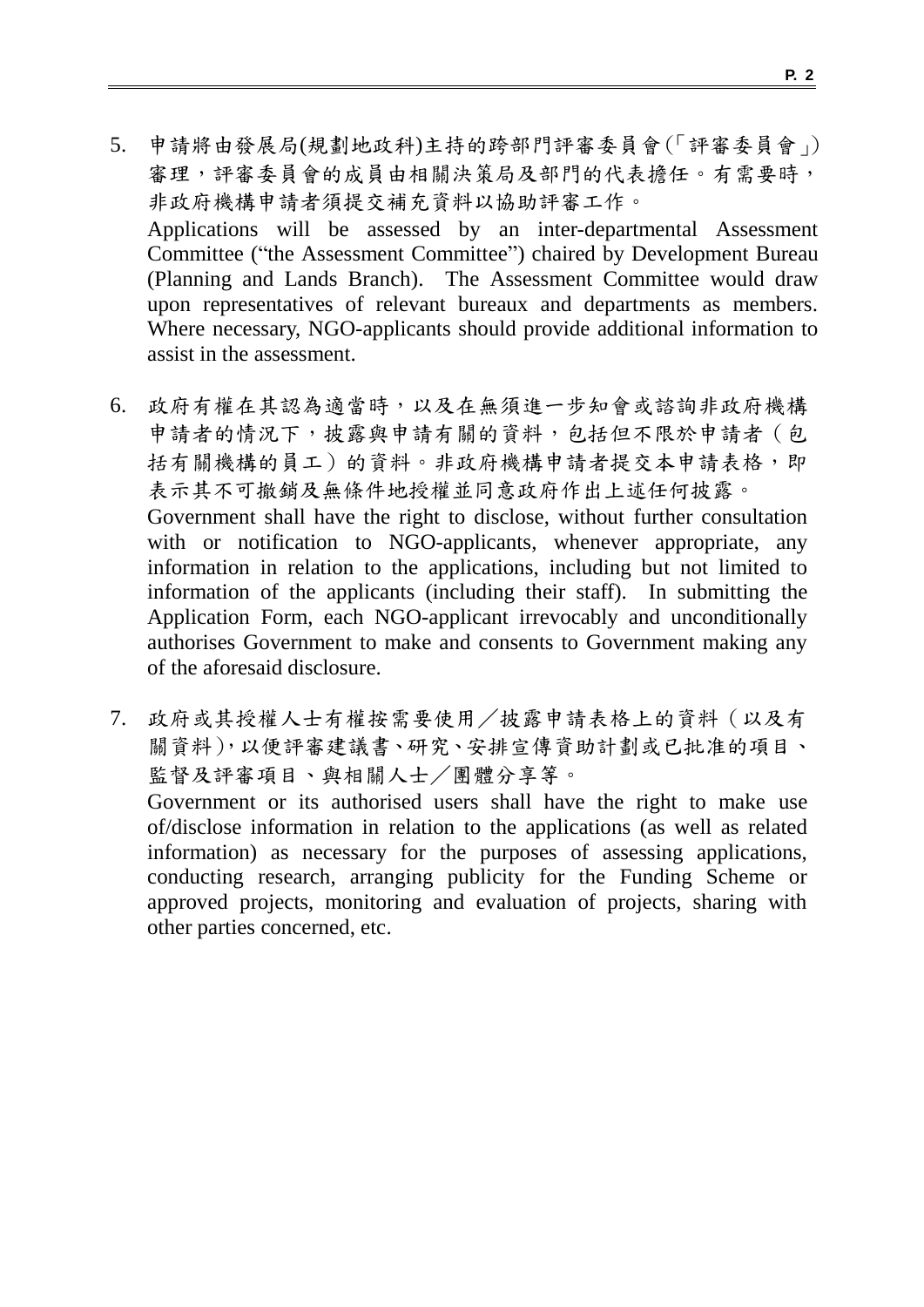5. 申請將由發展局(規劃地政科)主持的跨部門評審委員會(「評審委員會」)審理，評審委員會的成員由相關決策局及部門的代表擔任。有需要時，非政府機構申請者須提交補充資料以協助評審工作。
   Applications will be assessed by an inter-departmental Assessment Committee ("the Assessment Committee") chaired by Development Bureau (Planning and Lands Branch). The Assessment Committee would draw upon representatives of relevant bureaux and departments as members. Where necessary, NGO-applicants should provide additional information to assist in the assessment.

6. 政府有權在其認為適當時，以及在無須進一步知會或諮詢非政府機構申請者的情況下，披露與申請有關的資料，包括但不限於申請者（包括有關機構的員工）的資料。非政府機構申請者提交本申請表格，即表示其不可撤銷及無條件地授權並同意政府作出上述任何披露。
   Government shall have the right to disclose, without further consultation with or notification to NGO-applicants, whenever appropriate, any information in relation to the applications, including but not limited to information of the applicants (including their staff). In submitting the Application Form, each NGO-applicant irrevocably and unconditionally authorises Government to make and consents to Government making any of the aforesaid disclosure.

7. 政府或其授權人士有權按需要使用／披露申請表格上的資料（以及有關資料)，以便評審建議書、研究、安排宣傳資助計劃或已批准的項目、監督及評審項目、與相關人士／團體分享等。
   Government or its authorised users shall have the right to make use of/disclose information in relation to the applications (as well as related information) as necessary for the purposes of assessing applications, conducting research, arranging publicity for the Funding Scheme or approved projects, monitoring and evaluation of projects, sharing with other parties concerned, etc.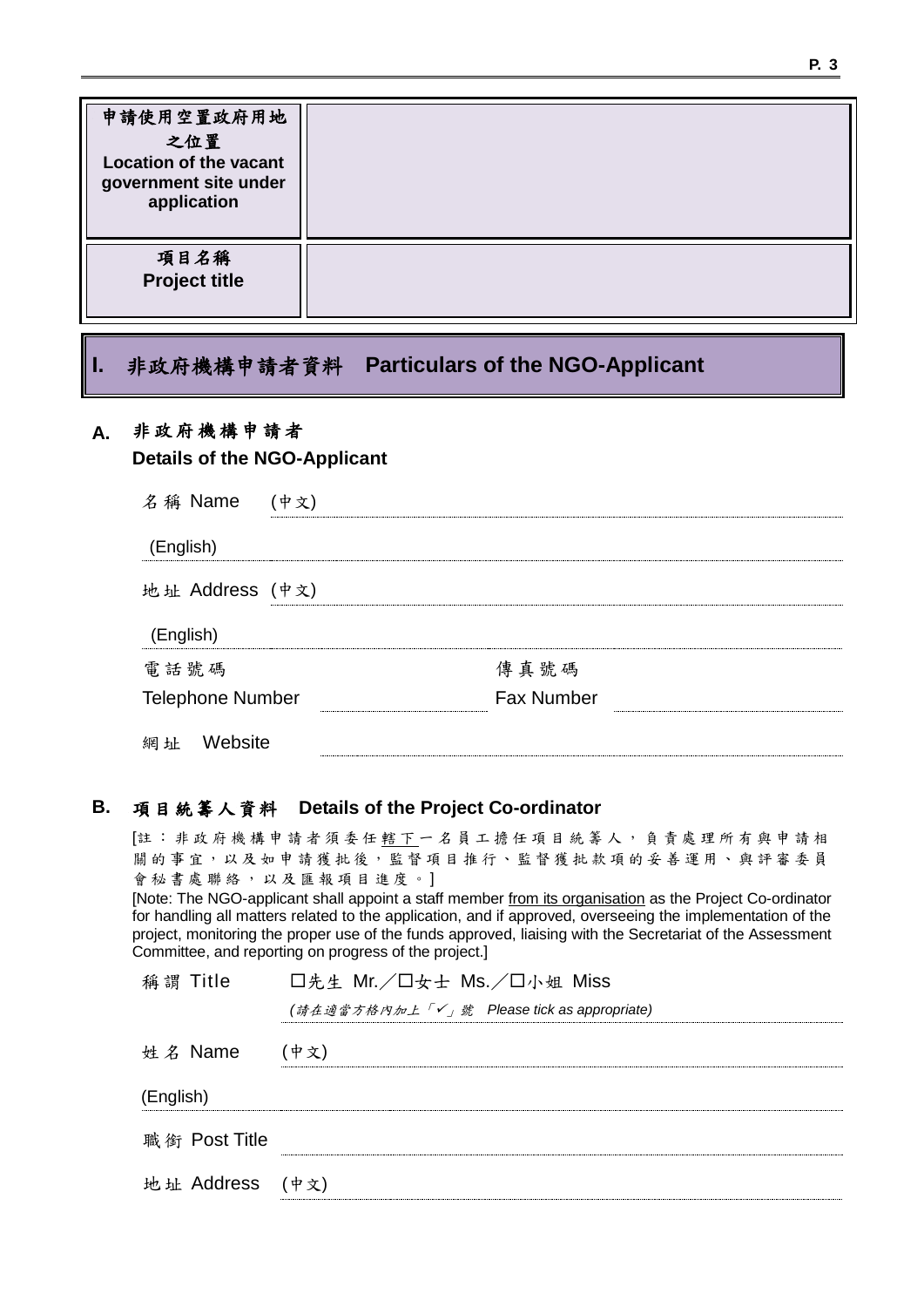| 申請使用空置政府用地之位置 Location of the vacant government site under application | |
|---|---|
| 項目名稱 Project title | |

## I. 非政府機構申請者資料 Particulars of the NGO-Applicant

### A. 非政府機構申請者 Details of the NGO-Applicant

名稱 Name (中文) ____________________

(English) ____________________

地址 Address (中文) ____________________

(English) ____________________

電話號碼 Telephone Number ____________ 傳真號碼 Fax Number ____________

網址 Website ____________________

### B. 項目統籌人資料 Details of the Project Co-ordinator

[註：非政府機構申請者須委任轄下一名員工擔任項目統籌人，負責處理所有與申請相關的事宜，以及如申請獲批後，監督項目推行、監督獲批款項的妥善運用、與評審委員會秘書處聯絡，以及匯報項目進度。]

[Note: The NGO-applicant shall appoint a staff member from its organisation as the Project Co-ordinator for handling all matters related to the application, and if approved, overseeing the implementation of the project, monitoring the proper use of the funds approved, liaising with the Secretariat of the Assessment Committee, and reporting on progress of the project.]

稱謂 Title ☐先生 Mr.／☐女士 Ms.／☐小姐 Miss

*(請在適當方格內加上「✓」號 Please tick as appropriate)*

姓名 Name (中文) ____________________

(English) ____________________

職銜 Post Title ____________________

地址 Address (中文) ____________________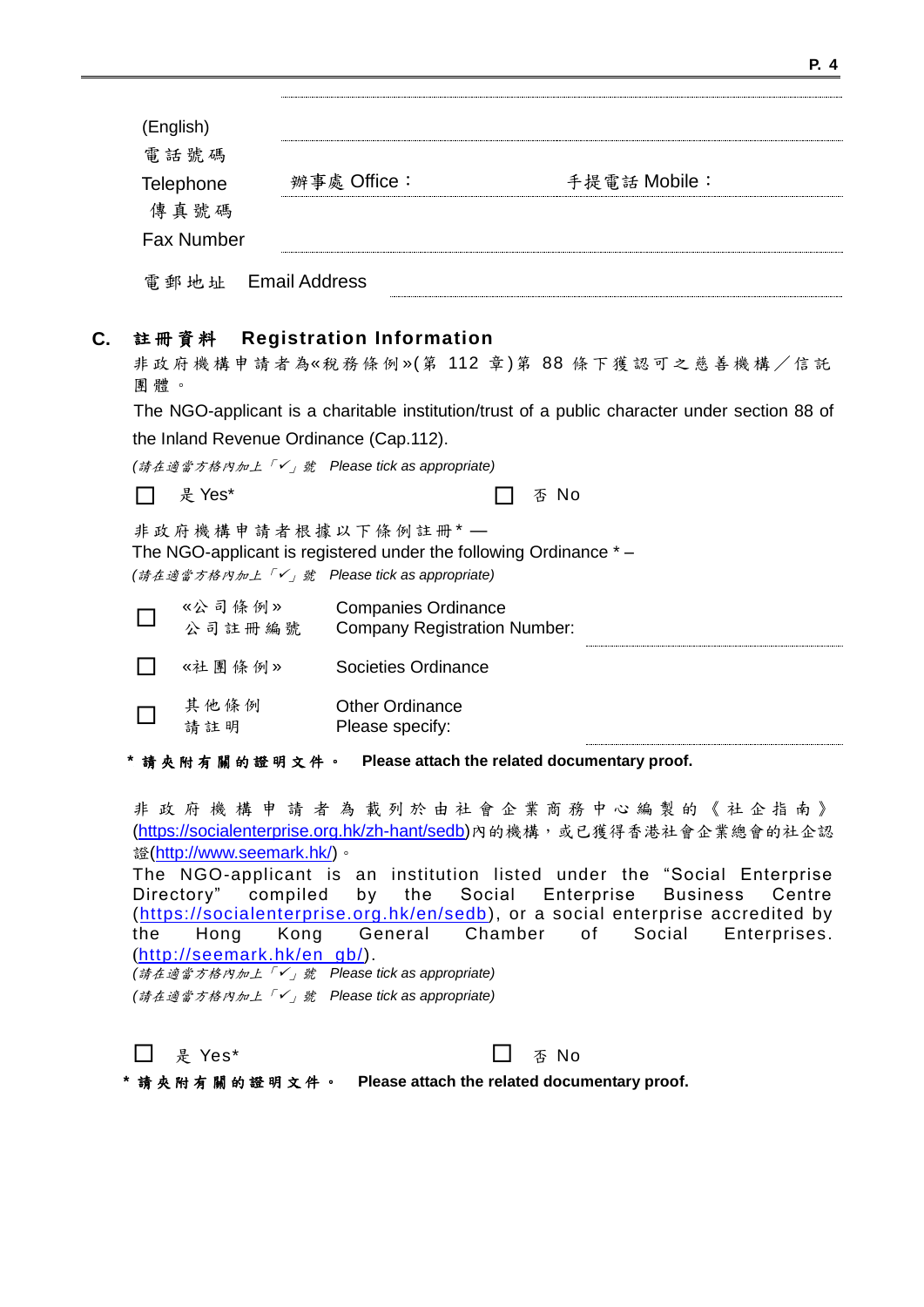(English) ..........

電話號碼
Telephone　　辦事處 Office：.......... 手提電話 Mobile：..........

傳真號碼
Fax Number ..........

電郵地址　Email Address ..........

## C. 註冊資料　Registration Information

非政府機構申請者為«稅務條例»(第 112 章)第 88 條下獲認可之慈善機構／信託團體。

The NGO-applicant is a charitable institution/trust of a public character under section 88 of the Inland Revenue Ordinance (Cap.112).

*(請在適當方格內加上「✓」號　Please tick as appropriate)*

☐ 是 Yes*　　　　☐ 否 No

非政府機構申請者根據以下條例註冊* —
The NGO-applicant is registered under the following Ordinance * –
*(請在適當方格內加上「✓」號　Please tick as appropriate)*

☐ «公司條例» 公司註冊編號　Companies Ordinance Company Registration Number: ..........

☐ «社團條例»　Societies Ordinance

☐ 其他條例 請註明　Other Ordinance Please specify: ..........

**\* 請夾附有關的證明文件。　Please attach the related documentary proof.**

非政府機構申請者為載列於由社會企業商務中心編製的《社企指南》(https://socialenterprise.org.hk/zh-hant/sedb)內的機構，或已獲得香港社會企業總會的社企認證(http://www.seemark.hk/)。

The NGO-applicant is an institution listed under the "Social Enterprise Directory" compiled by the Social Enterprise Business Centre (https://socialenterprise.org.hk/en/sedb), or a social enterprise accredited by the Hong Kong General Chamber of Social Enterprises. (http://seemark.hk/en_gb/).

*(請在適當方格內加上「✓」號　Please tick as appropriate)*
*(請在適當方格內加上「✓」號　Please tick as appropriate)*

☐ 是 Yes*　　　　☐ 否 No

**\* 請夾附有關的證明文件。　Please attach the related documentary proof.**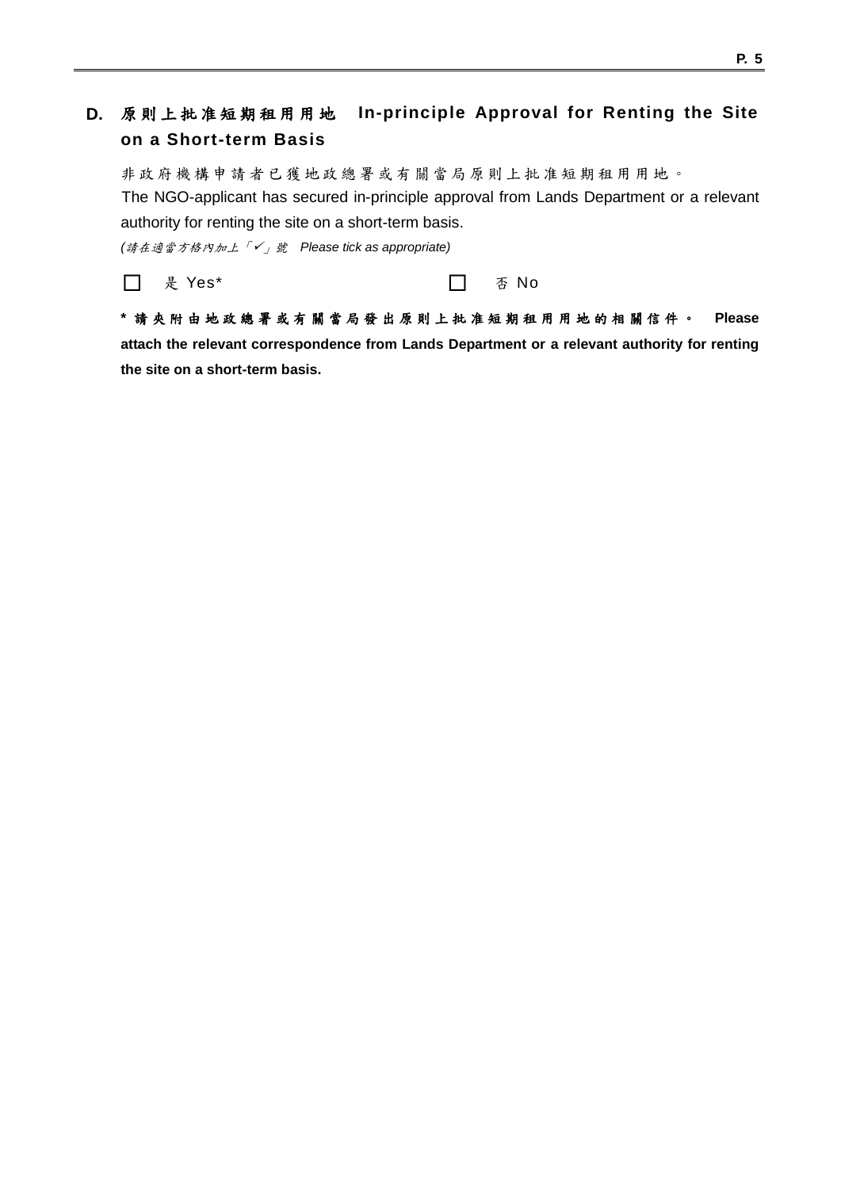## D. 原則上批准短期租用用地 In-principle Approval for Renting the Site on a Short-term Basis

非政府機構申請者已獲地政總署或有關當局原則上批准短期租用用地。
The NGO-applicant has secured in-principle approval from Lands Department or a relevant authority for renting the site on a short-term basis.

*(請在適當方格內加上「✓」號 Please tick as appropriate)*

☐ 是 Yes* ☐ 否 No

**\* 請夾附由地政總署或有關當局發出原則上批准短期租用用地的相關信件。 Please attach the relevant correspondence from Lands Department or a relevant authority for renting the site on a short-term basis.**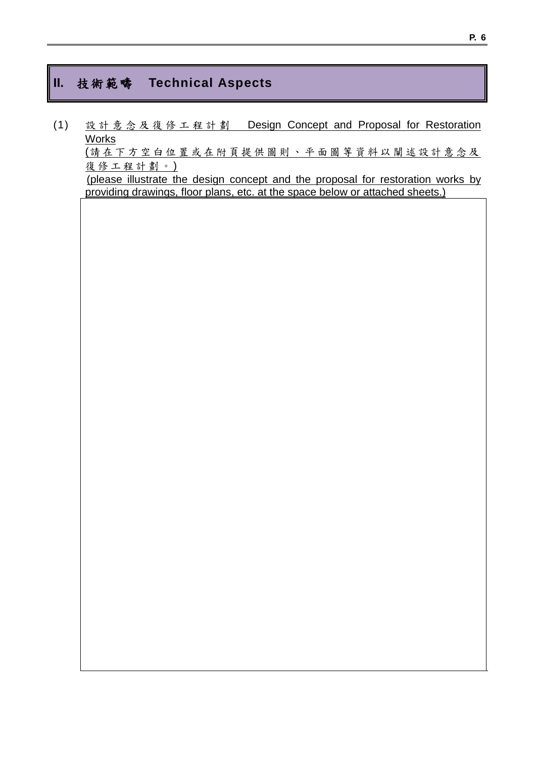## II. 技術範疇 Technical Aspects

(1) 設計意念及復修工程計劃 Design Concept and Proposal for Restoration Works

(請在下方空白位置或在附頁提供圖則、平面圖等資料以闡述設計意念及復修工程計劃。)

(please illustrate the design concept and the proposal for restoration works by providing drawings, floor plans, etc. at the space below or attached sheets.)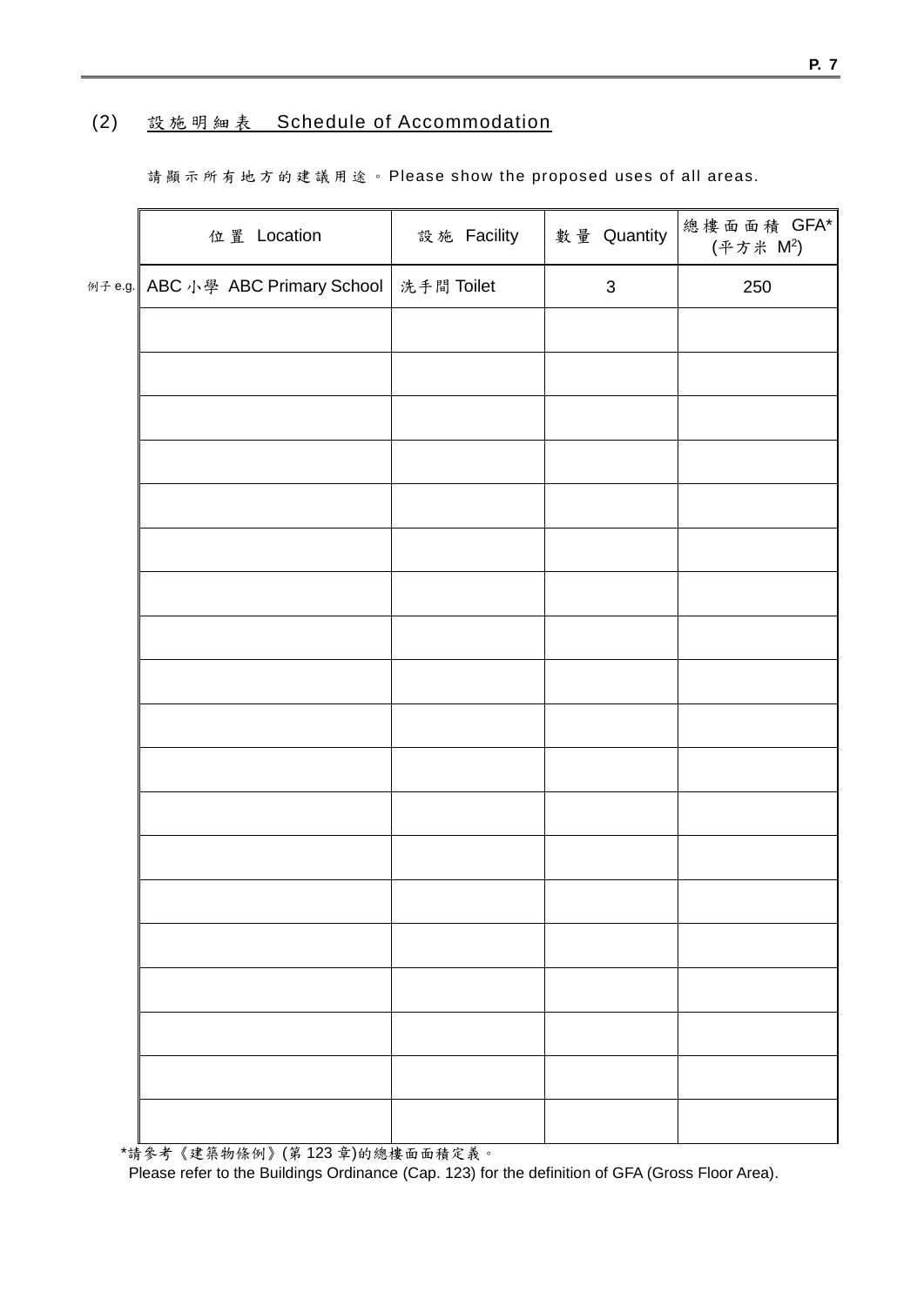## (2) 設施明細表 Schedule of Accommodation

請顯示所有地方的建議用途。Please show the proposed uses of all areas.

| | 位置 Location | 設施 Facility | 數量 Quantity | 總樓面面積 GFA* (平方米 $M^2$) |
|---|---|---|---|---|
| 例子 e.g. | ABC 小學 ABC Primary School | 洗手間 Toilet | 3 | 250 |
| | | | | |
| | | | | |
| | | | | |
| | | | | |
| | | | | |
| | | | | |
| | | | | |
| | | | | |
| | | | | |
| | | | | |
| | | | | |
| | | | | |
| | | | | |
| | | | | |
| | | | | |
| | | | | |
| | | | | |
| | | | | |
| | | | | |

*請參考《建築物條例》(第 123 章)的總樓面面積定義。

Please refer to the Buildings Ordinance (Cap. 123) for the definition of GFA (Gross Floor Area).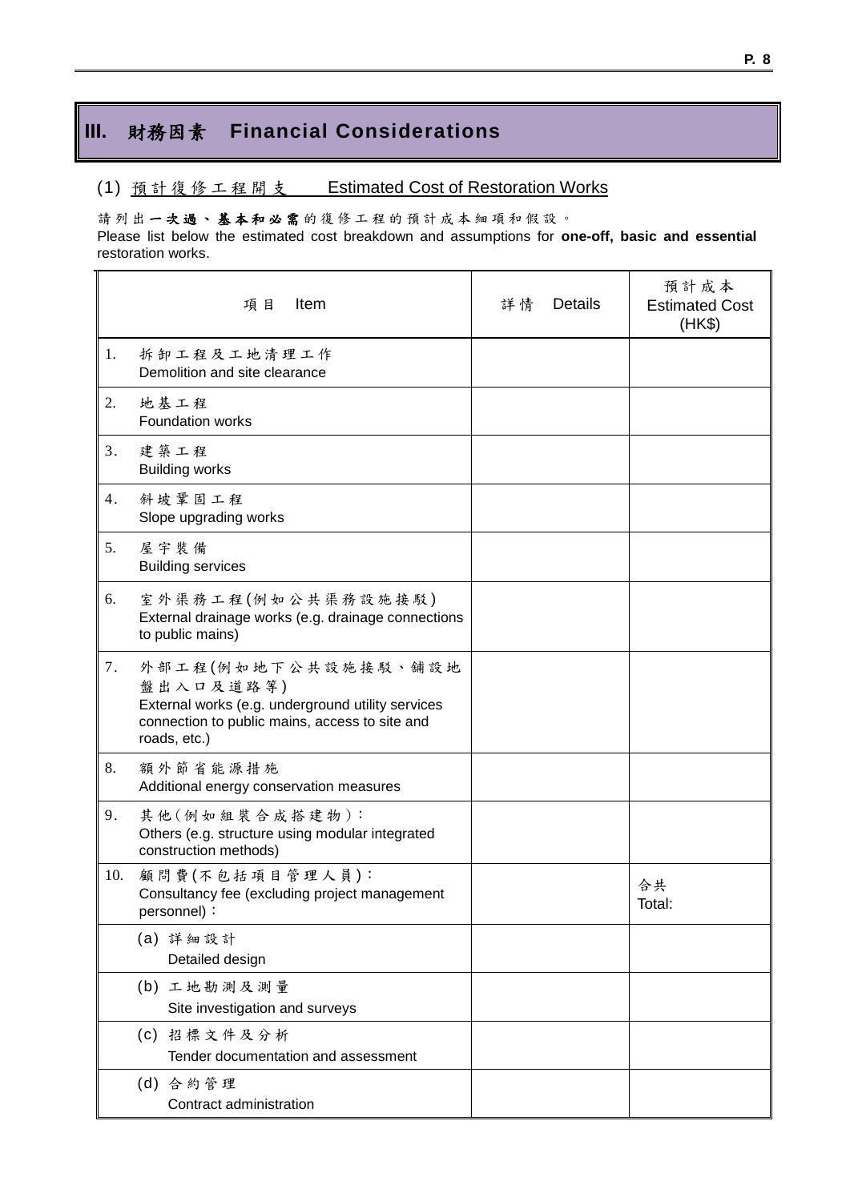## III. 財務因素　Financial Considerations

### (1) 預計復修工程開支　Estimated Cost of Restoration Works

請列出**一次過、基本和必需**的復修工程的預計成本細項和假設。
Please list below the estimated cost breakdown and assumptions for **one-off, basic and essential** restoration works.

| 項目　Item | 詳情　Details | 預計成本 Estimated Cost (HK$) |
|---|---|---|
| 1. 拆卸工程及工地清理工作 Demolition and site clearance | | |
| 2. 地基工程 Foundation works | | |
| 3. 建築工程 Building works | | |
| 4. 斜坡鞏固工程 Slope upgrading works | | |
| 5. 屋宇裝備 Building services | | |
| 6. 室外渠務工程(例如公共渠務設施接駁) External drainage works (e.g. drainage connections to public mains) | | |
| 7. 外部工程(例如地下公共設施接駁、鋪設地盤出入口及道路等) External works (e.g. underground utility services connection to public mains, access to site and roads, etc.) | | |
| 8. 額外節省能源措施 Additional energy conservation measures | | |
| 9. 其他(例如組裝合成搭建物)： Others (e.g. structure using modular integrated construction methods) | | |
| 10. 顧問費(不包括項目管理人員)： Consultancy fee (excluding project management personnel)： | | 合共 Total: |
| (a) 詳細設計 Detailed design | | |
| (b) 工地勘測及測量 Site investigation and surveys | | |
| (c) 招標文件及分析 Tender documentation and assessment | | |
| (d) 合約管理 Contract administration | | |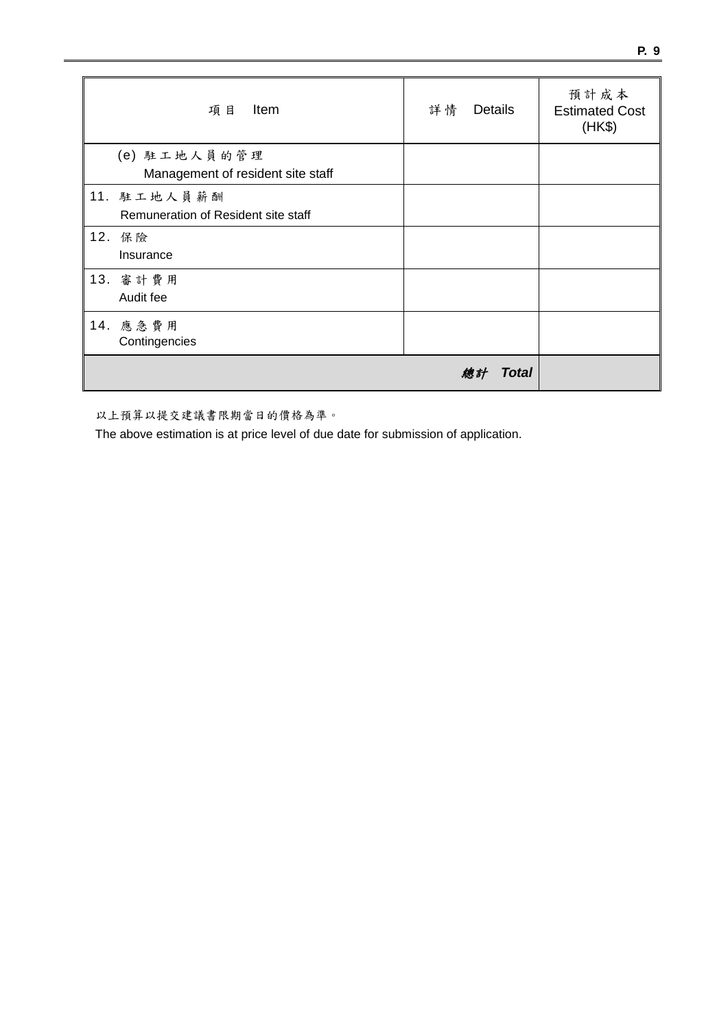| 項目 Item | 詳情 Details | 預計成本 Estimated Cost (HK$) |
|---|---|---|
| (e) 駐工地人員的管理<br>Management of resident site staff | | |
| 11. 駐工地人員薪酬<br>Remuneration of Resident site staff | | |
| 12. 保險<br>Insurance | | |
| 13. 審計費用<br>Audit fee | | |
| 14. 應急費用<br>Contingencies | | |
| | ***總計 Total*** | |

以上預算以提交建議書限期當日的價格為準。

The above estimation is at price level of due date for submission of application.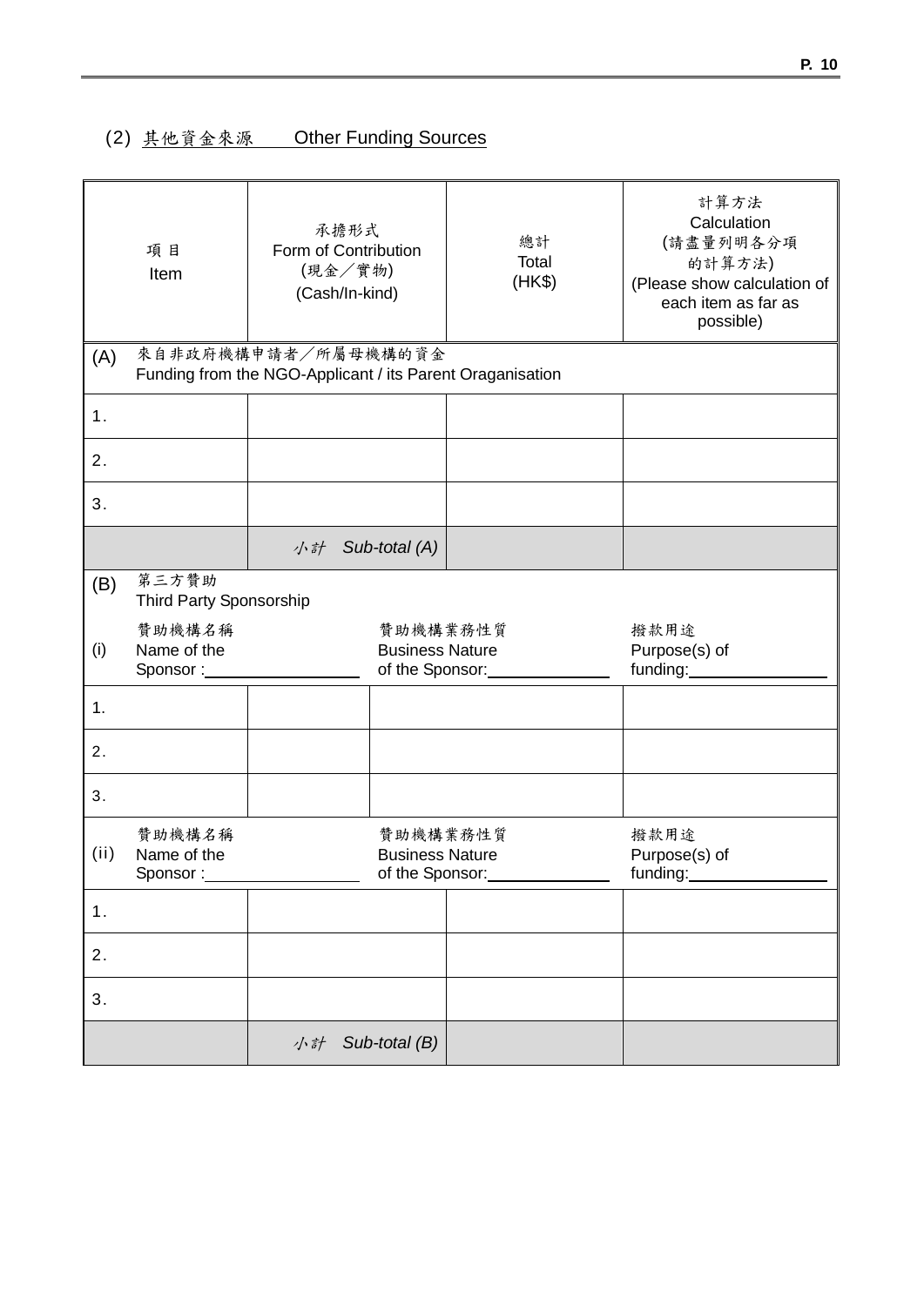## (2) 其他資金來源 Other Funding Sources

| 項目 Item | 承擔形式 Form of Contribution (現金／實物) (Cash/In-kind) | 總計 Total (HK$) | 計算方法 Calculation (請盡量列明各分項的計算方法) (Please show calculation of each item as far as possible) |
|---|---|---|---|
| (A) 來自非政府機構申請者／所屬母機構的資金 Funding from the NGO-Applicant / its Parent Oraganisation | | | |
| 1. | | | |
| 2. | | | |
| 3. | | | |
| | *小計 Sub-total (A)* | | |
| (B) 第三方贊助 Third Party Sponsorship | | | |
| (i) 贊助機構名稱 Name of the Sponsor :\_\_\_\_\_\_\_\_ | 贊助機構業務性質 Business Nature of the Sponsor:\_\_\_\_\_\_\_\_ | | 撥款用途 Purpose(s) of funding:\_\_\_\_\_\_\_\_ |
| 1. | | | |
| 2. | | | |
| 3. | | | |
| (ii) 贊助機構名稱 Name of the Sponsor :\_\_\_\_\_\_\_\_ | 贊助機構業務性質 Business Nature of the Sponsor:\_\_\_\_\_\_\_\_ | | 撥款用途 Purpose(s) of funding:\_\_\_\_\_\_\_\_ |
| 1. | | | |
| 2. | | | |
| 3. | | | |
| | *小計 Sub-total (B)* | | |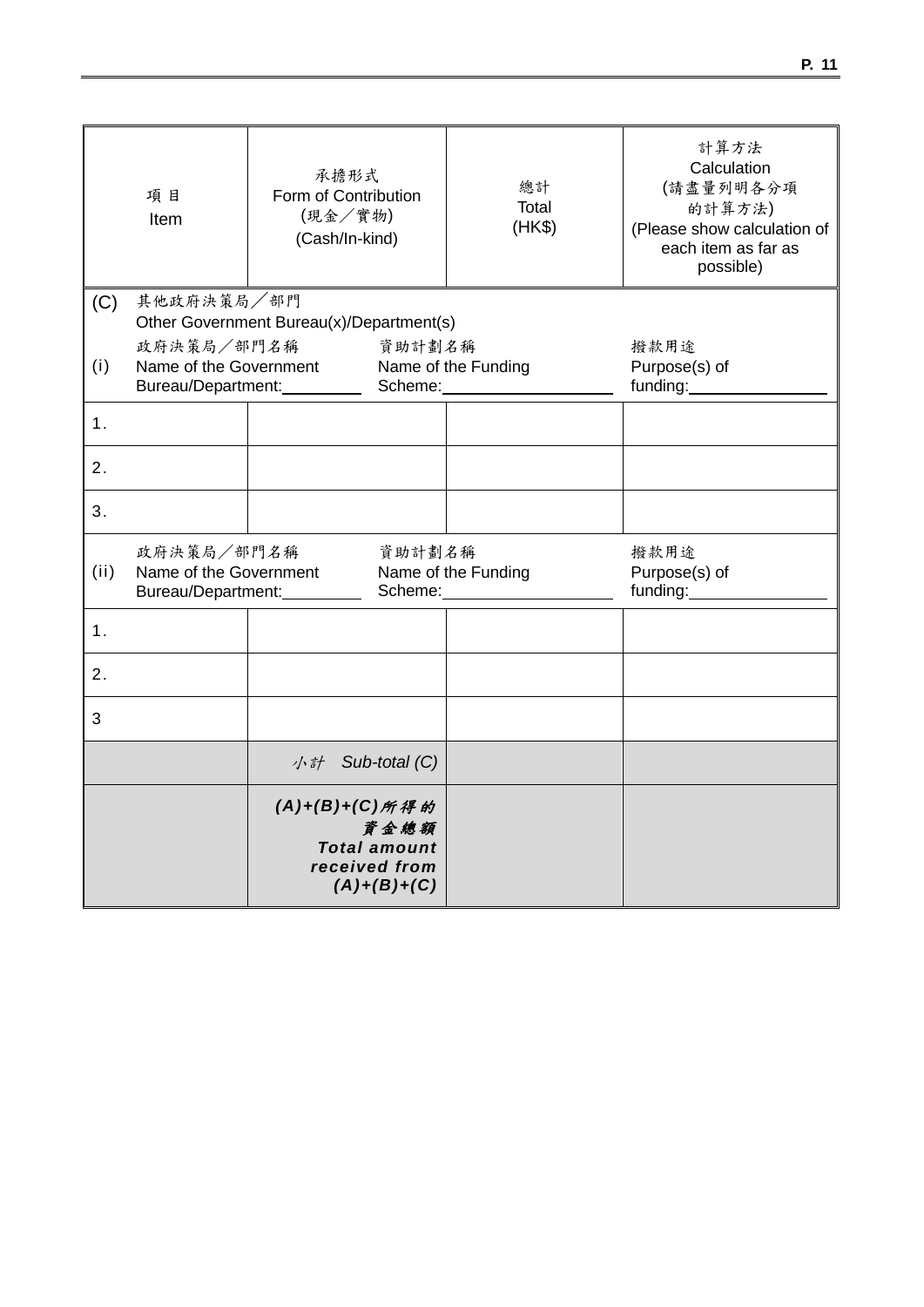| 項目<br>Item | 承擔形式<br>Form of Contribution<br>(現金／實物)<br>(Cash/In-kind) | 總計<br>Total<br>(HK$) | 計算方法<br>Calculation<br>(請盡量列明各分項的計算方法)<br>(Please show calculation of each item as far as possible) |
|---|---|---|---|
| (C) 其他政府決策局／部門<br>Other Government Bureau(x)/Department(s) | | | |
| (i) 政府決策局／部門名稱<br>Name of the Government Bureau/Department:_________ | 資助計劃名稱<br>Name of the Funding Scheme:____________________ | | 撥款用途<br>Purpose(s) of funding:________________ |
| 1. | | | |
| 2. | | | |
| 3. | | | |
| (ii) 政府決策局／部門名稱<br>Name of the Government Bureau/Department:_________ | 資助計劃名稱<br>Name of the Funding Scheme:____________________ | | 撥款用途<br>Purpose(s) of funding:________________ |
| 1. | | | |
| 2. | | | |
| 3 | | | |
| | *小計 Sub-total (C)* | | |
| | ***(A)+(B)+(C)所得的資金總額<br>Total amount received from (A)+(B)+(C)*** | | |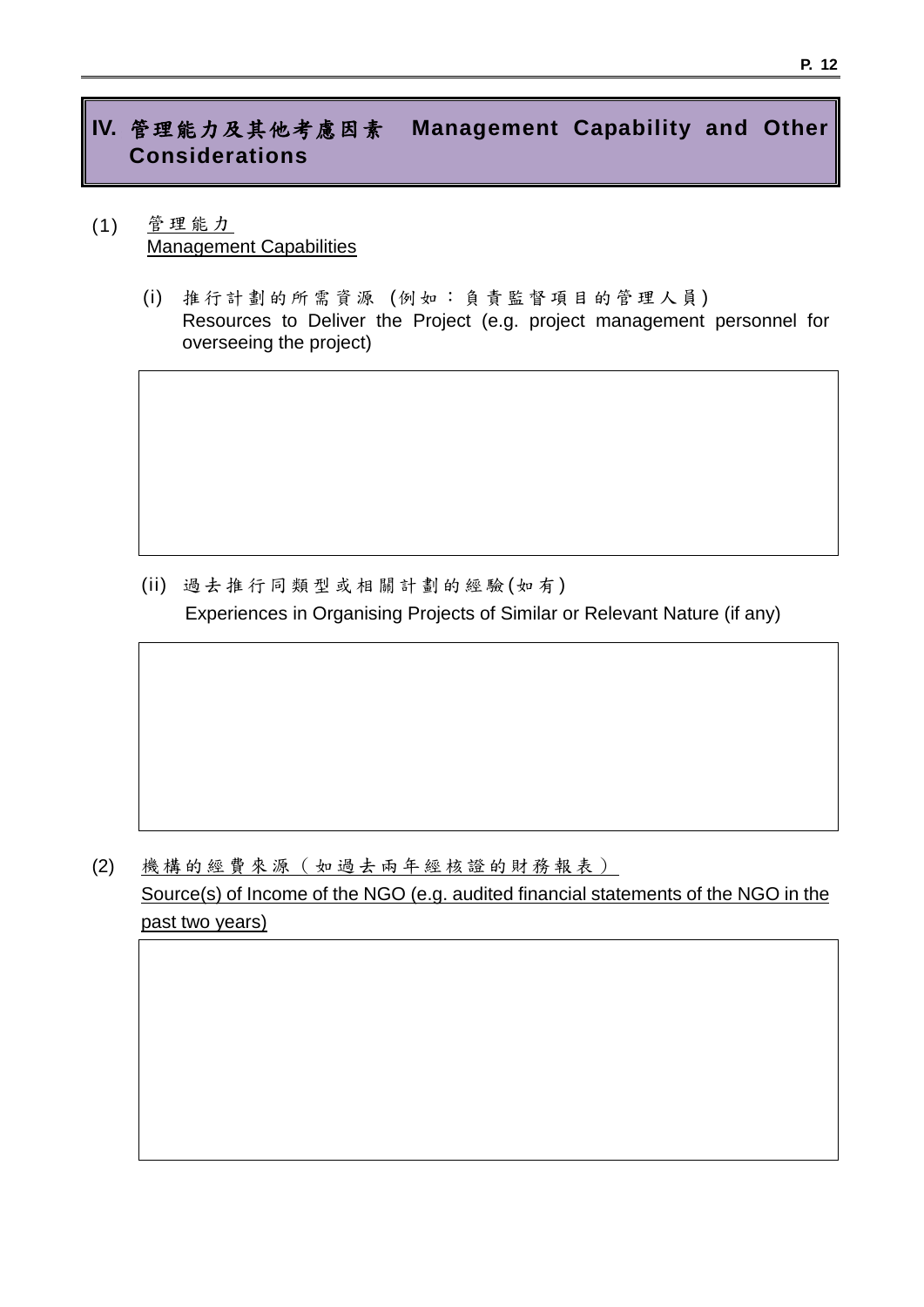## IV. 管理能力及其他考慮因素 Management Capability and Other Considerations

(1) 管理能力
Management Capabilities

(i) 推行計劃的所需資源 (例如：負責監督項目的管理人員)
Resources to Deliver the Project (e.g. project management personnel for overseeing the project)

|  |
|---|
|  |

(ii) 過去推行同類型或相關計劃的經驗(如有)
Experiences in Organising Projects of Similar or Relevant Nature (if any)

|  |
|---|
|  |

(2) 機構的經費來源（如過去兩年經核證的財務報表）
Source(s) of Income of the NGO (e.g. audited financial statements of the NGO in the past two years)

|  |
|---|
|  |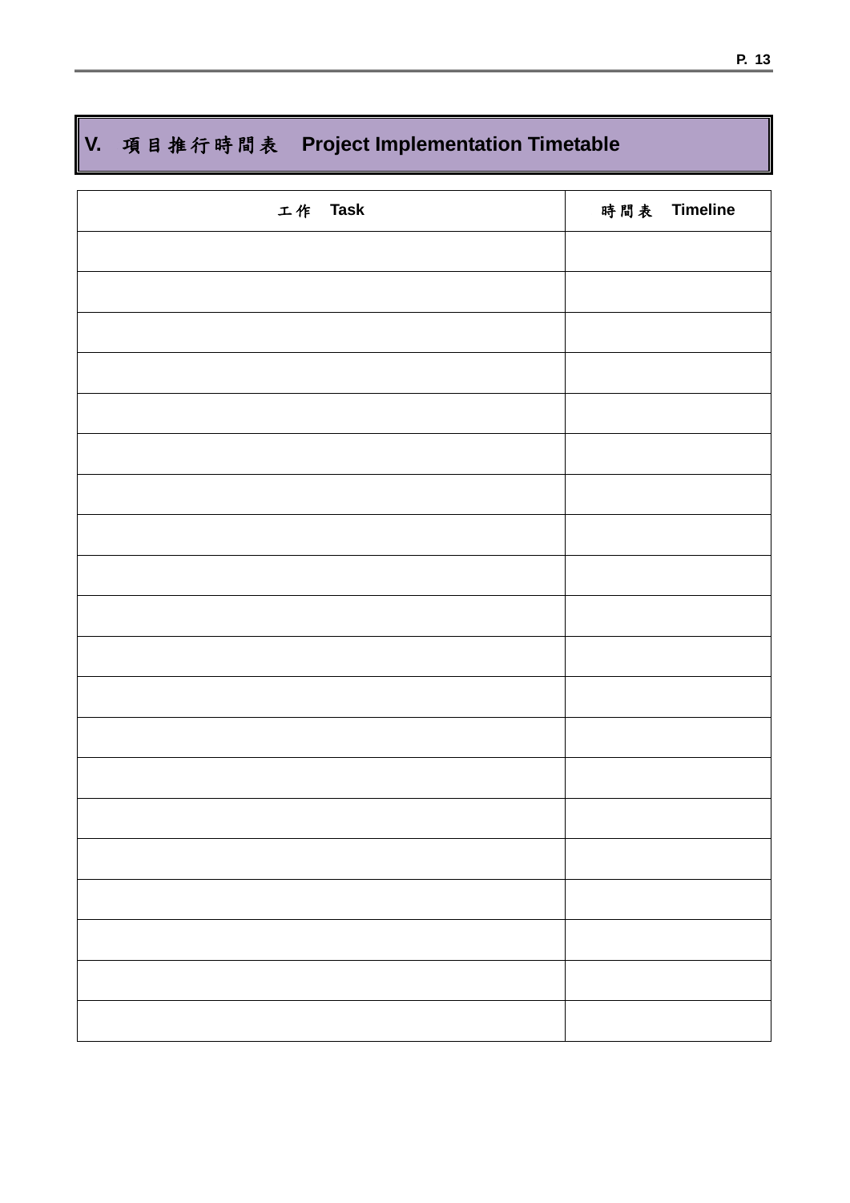## V. 項目推行時間表 Project Implementation Timetable

| 工作 Task | 時間表 Timeline |
|---|---|
| | |
| | |
| | |
| | |
| | |
| | |
| | |
| | |
| | |
| | |
| | |
| | |
| | |
| | |
| | |
| | |
| | |
| | |
| | |
| | |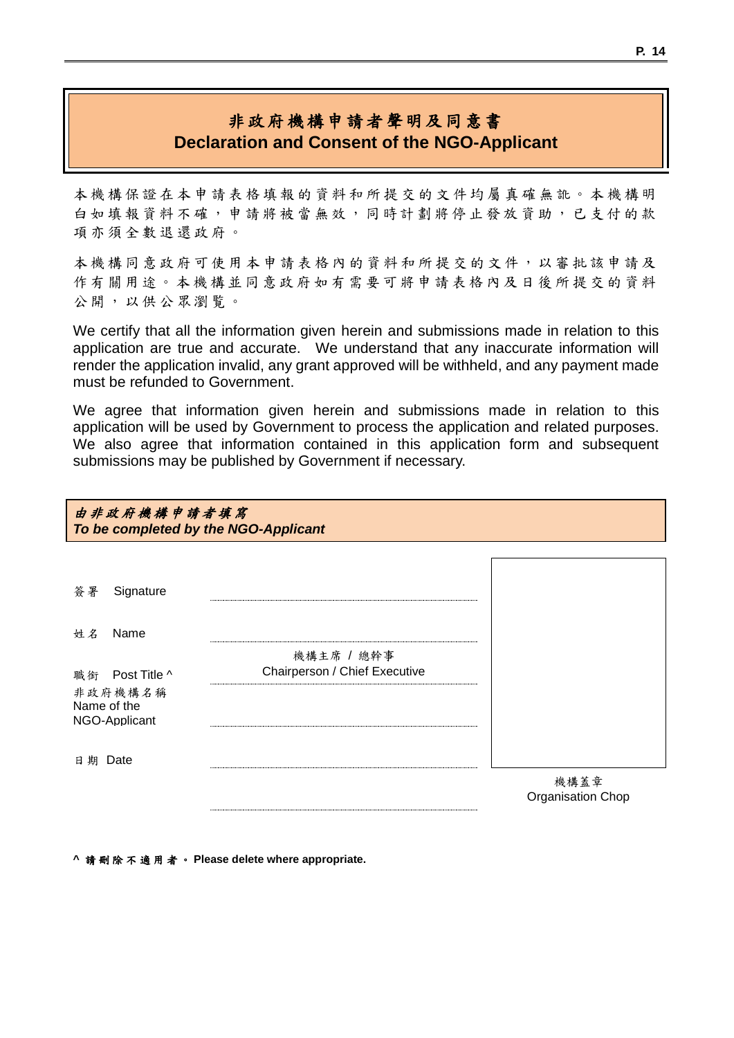# 非政府機構申請者聲明及同意書
# Declaration and Consent of the NGO-Applicant

本機構保證在本申請表格填報的資料和所提交的文件均屬真確無訛。本機構明白如填報資料不確，申請將被當無效，同時計劃將停止發放資助，已支付的款項亦須全數退還政府。

本機構同意政府可使用本申請表格內的資料和所提交的文件，以審批該申請及作有關用途。本機構並同意政府如有需要可將申請表格內及日後所提交的資料公開，以供公眾瀏覽。

We certify that all the information given herein and submissions made in relation to this application are true and accurate. We understand that any inaccurate information will render the application invalid, any grant approved will be withheld, and any payment made must be refunded to Government.

We agree that information given herein and submissions made in relation to this application will be used by Government to process the application and related purposes. We also agree that information contained in this application form and subsequent submissions may be published by Government if necessary.

***由非政府機構申請者填寫***
***To be completed by the NGO-Applicant***

| | |
|---|---|
| 簽署 Signature | ........................................ |
| 姓名 Name | ........................................ |
| 職銜 Post Title ^ | 機構主席 / 總幹事<br>Chairperson / Chief Executive |
| 非政府機構名稱<br>Name of the NGO-Applicant | ........................................ |
| 日期 Date | ........................................ |

機構蓋章
Organisation Chop

**^ 請刪除不適用者。 Please delete where appropriate.**